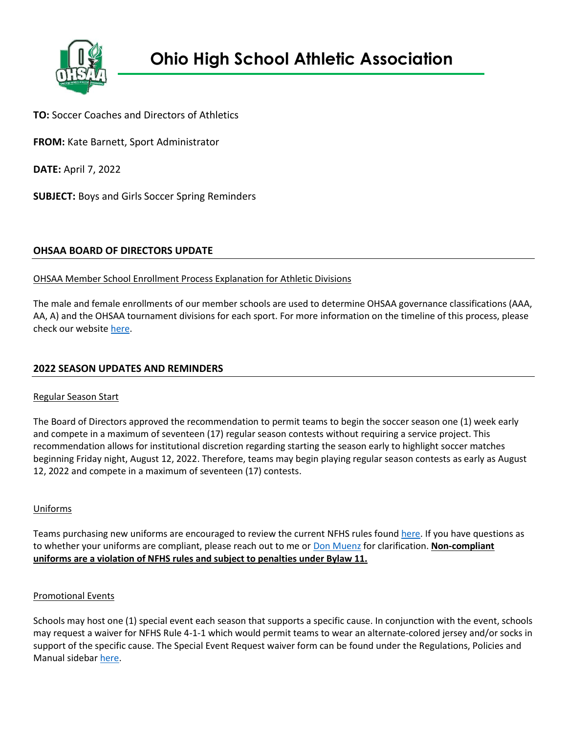# Ohio High School Athletic Association

**TO:** Soccer Coaches and Directors of Athletics

**FROM:** Kate Barnett, Sport Administrator

**DATE:** April 7, 2022

**SUBJECT:** Boys and Girls Soccer Spring Reminders

## OHSAA BOARD OF DIRECTORS UPDATE

### OHSAA Member School Enrollment Process Explanation for Athletic Divisions

The male and female enrollments of our member schools are used to determine OHSAA governance classifications (AAA, AA, A) and the OHSAA tournament divisions for each sport. For more information on the timeline of this process, please check our website here.

## 2022 SEASON UPDATES AND REMINDERS

### Regular Season Start

The Board of Directors approved the recommendation to permit teams to begin the soccer season one (1) week early and compete in a maximum of seventeen (17) regular season contests without requiring a service project. This recommendation allows for institutional discretion regarding starting the season early to highlight soccer matches beginning Friday night, August 12, 2022. Therefore, teams may begin playing regular season contests as early as August 12, 2022 and compete in a maximum of seventeen (17) contests.

### Uniforms

Teams purchasing new uniforms are encouraged to review the current NFHS rules found here. If you have questions as to whether your uniforms are compliant, please reach out to me or Don Muenz for clarification. **Non-compliant uniforms are a violation of NFHS rules and subject to penalties under Bylaw 11.**

### Promotional Events

Schools may host one (1) special event each season that supports a specific cause. In conjunction with the event, schools may request a waiver for NFHS Rule 4-1-1 which would permit teams to wear an alternate-colored jersey and/or socks in support of the specific cause. The Special Event Request waiver form can be found under the Regulations, Policies and Manual sidebar here.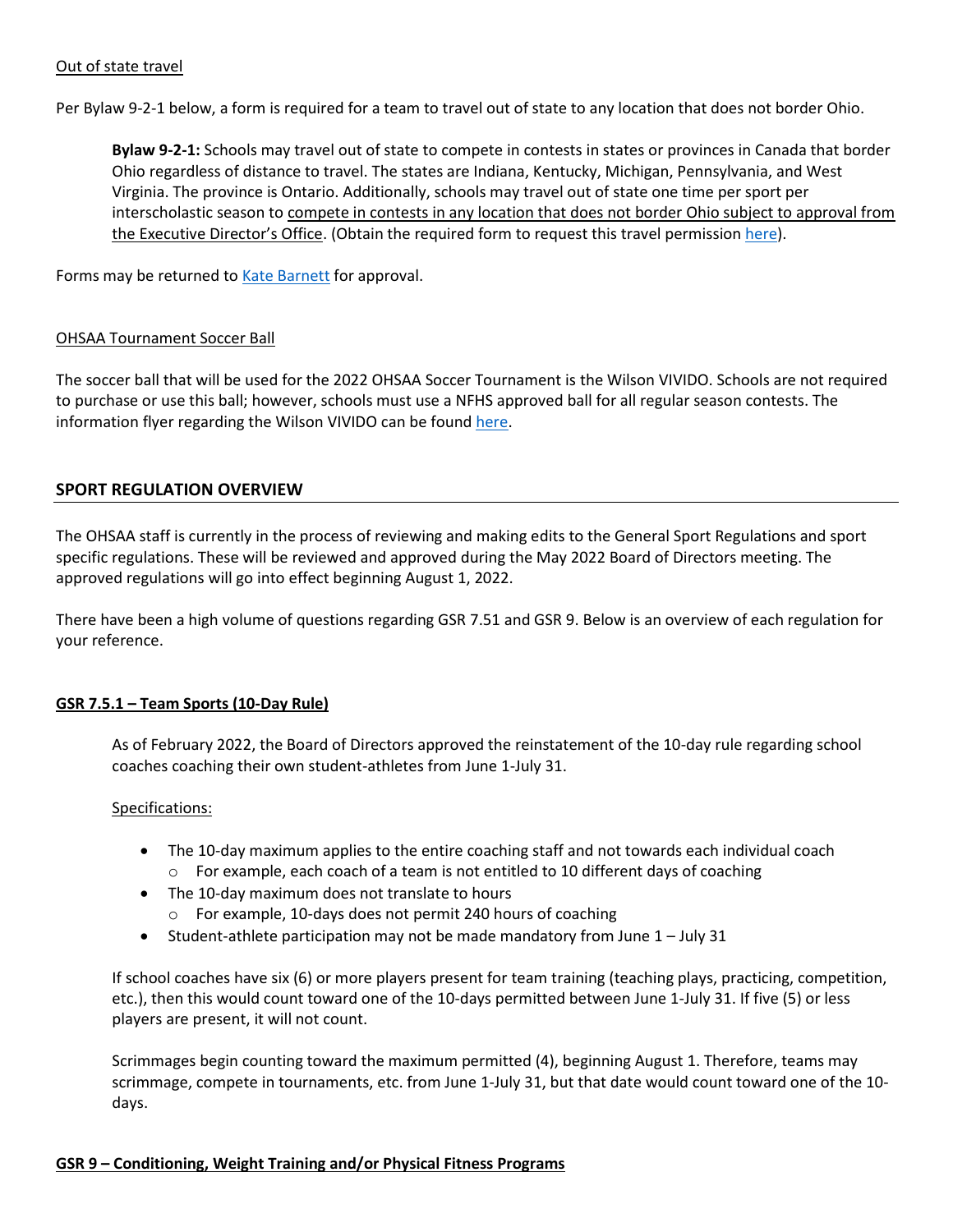Out of state travel

Per Bylaw 9-2-1 below, a form is required for a team to travel out of state to any location that does not border Ohio.

> **Bylaw 9-2-1:** Schools may travel out of state to compete in contests in states or provinces in Canada that border Ohio regardless of distance to travel. The states are Indiana, Kentucky, Michigan, Pennsylvania, and West Virginia. The province is Ontario. Additionally, schools may travel out of state one time per sport per interscholastic season to compete in contests in any location that does not border Ohio subject to approval from the Executive Director's Office. (Obtain the required form to request this travel permission here).

Forms may be returned to Kate Barnett for approval.

OHSAA Tournament Soccer Ball

The soccer ball that will be used for the 2022 OHSAA Soccer Tournament is the Wilson VIVIDO. Schools are not required to purchase or use this ball; however, schools must use a NFHS approved ball for all regular season contests. The information flyer regarding the Wilson VIVIDO can be found here.

## SPORT REGULATION OVERVIEW

The OHSAA staff is currently in the process of reviewing and making edits to the General Sport Regulations and sport specific regulations. These will be reviewed and approved during the May 2022 Board of Directors meeting. The approved regulations will go into effect beginning August 1, 2022.

There have been a high volume of questions regarding GSR 7.51 and GSR 9. Below is an overview of each regulation for your reference.

### GSR 7.5.1 – Team Sports (10-Day Rule)

As of February 2022, the Board of Directors approved the reinstatement of the 10-day rule regarding school coaches coaching their own student-athletes from June 1-July 31.

Specifications:

- The 10-day maximum applies to the entire coaching staff and not towards each individual coach
  - For example, each coach of a team is not entitled to 10 different days of coaching
- The 10-day maximum does not translate to hours
  - For example, 10-days does not permit 240 hours of coaching
- Student-athlete participation may not be made mandatory from June 1 – July 31

If school coaches have six (6) or more players present for team training (teaching plays, practicing, competition, etc.), then this would count toward one of the 10-days permitted between June 1-July 31. If five (5) or less players are present, it will not count.

Scrimmages begin counting toward the maximum permitted (4), beginning August 1. Therefore, teams may scrimmage, compete in tournaments, etc. from June 1-July 31, but that date would count toward one of the 10-days.

### GSR 9 – Conditioning, Weight Training and/or Physical Fitness Programs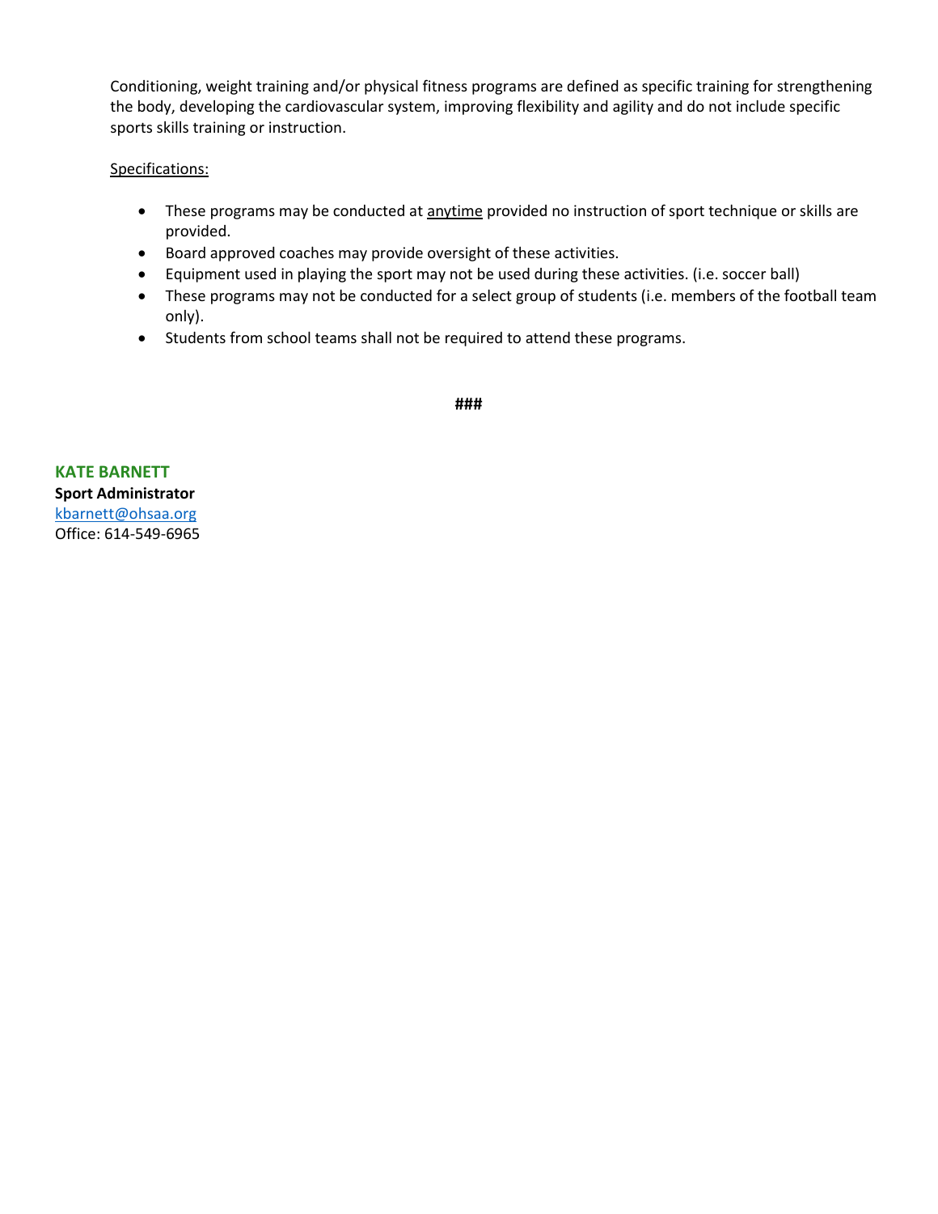Conditioning, weight training and/or physical fitness programs are defined as specific training for strengthening the body, developing the cardiovascular system, improving flexibility and agility and do not include specific sports skills training or instruction.

Specifications:

- These programs may be conducted at anytime provided no instruction of sport technique or skills are provided.
- Board approved coaches may provide oversight of these activities.
- Equipment used in playing the sport may not be used during these activities. (i.e. soccer ball)
- These programs may not be conducted for a select group of students (i.e. members of the football team only).
- Students from school teams shall not be required to attend these programs.

**###**

**KATE BARNETT**
**Sport Administrator**
kbarnett@ohsaa.org
Office: 614-549-6965